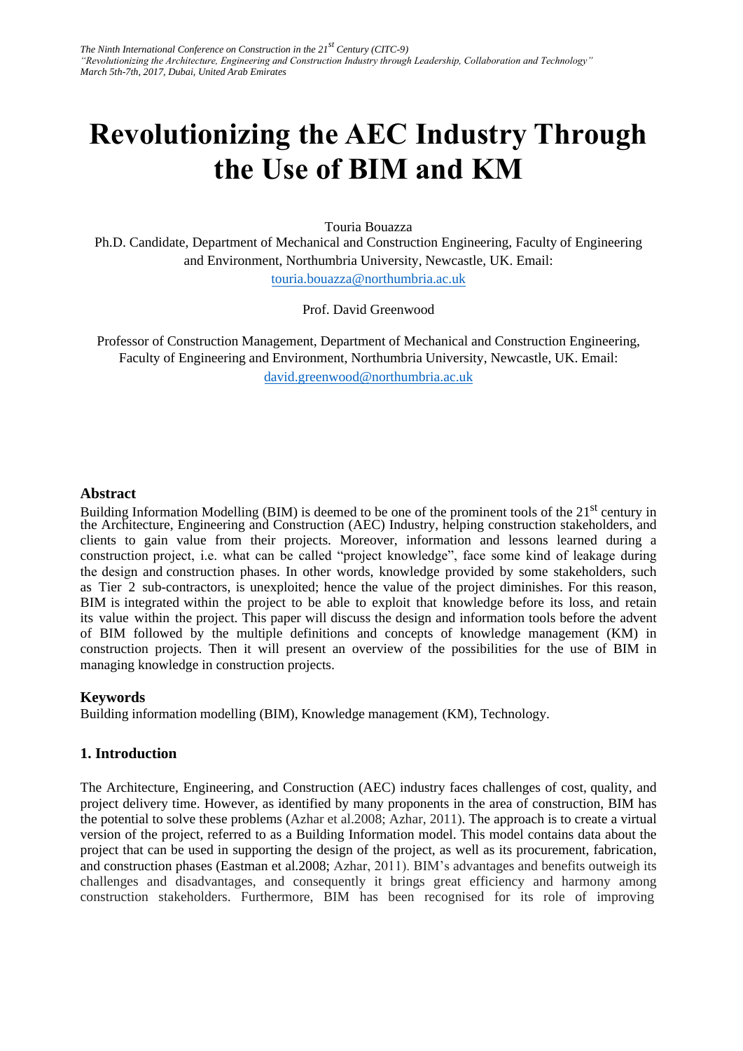# Revolutionizing the AEC Industry Through the Use of BIM and KM

Touria Bouazza

Ph.D. Candidate, Department of Mechanical and Construction Engineering, Faculty of Engineering and Environment, Northumbria University, Newcastle, UK. Email: touria.bouazza@northumbria.ac.uk

Prof. David Greenwood

Professor of Construction Management, Department of Mechanical and Construction Engineering, Faculty of Engineering and Environment, Northumbria University, Newcastle, UK. Email: david.greenwood@northumbria.ac.uk

## Abstract

Building Information Modelling (BIM) is deemed to be one of the prominent tools of the 21st century in the Architecture, Engineering and Construction (AEC) Industry, helping construction stakeholders, and clients to gain value from their projects. Moreover, information and lessons learned during a construction project, i.e. what can be called "project knowledge", face some kind of leakage during the design and construction phases. In other words, knowledge provided by some stakeholders, such as Tier 2 sub-contractors, is unexploited; hence the value of the project diminishes. For this reason, BIM is integrated within the project to be able to exploit that knowledge before its loss, and retain its value within the project. This paper will discuss the design and information tools before the advent of BIM followed by the multiple definitions and concepts of knowledge management (KM) in construction projects. Then it will present an overview of the possibilities for the use of BIM in managing knowledge in construction projects.

## Keywords

Building information modelling (BIM), Knowledge management (KM), Technology.

## 1. Introduction

The Architecture, Engineering, and Construction (AEC) industry faces challenges of cost, quality, and project delivery time. However, as identified by many proponents in the area of construction, BIM has the potential to solve these problems (Azhar et al.2008; Azhar, 2011). The approach is to create a virtual version of the project, referred to as a Building Information model. This model contains data about the project that can be used in supporting the design of the project, as well as its procurement, fabrication, and construction phases (Eastman et al.2008; Azhar, 2011). BIM's advantages and benefits outweigh its challenges and disadvantages, and consequently it brings great efficiency and harmony among construction stakeholders. Furthermore, BIM has been recognised for its role of improving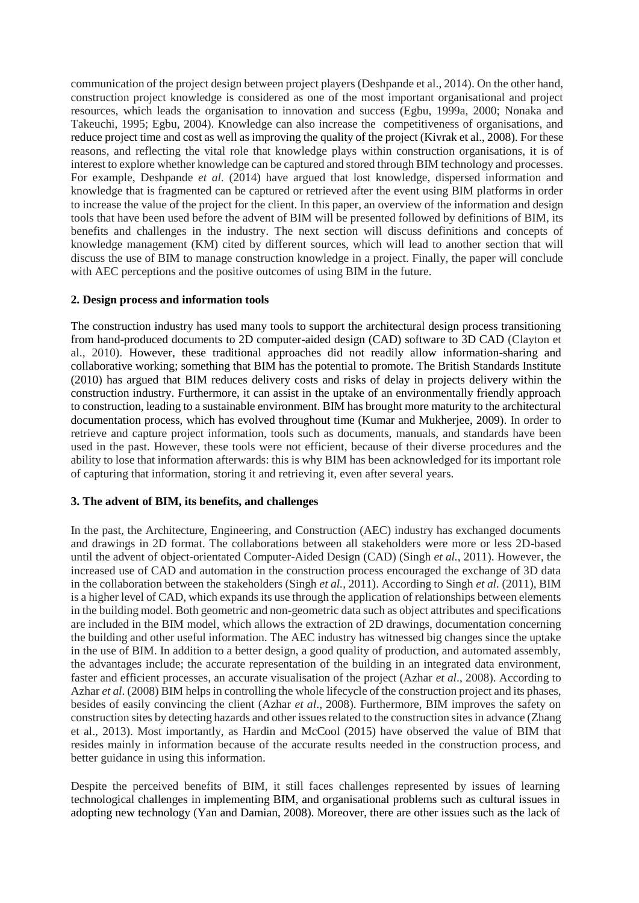communication of the project design between project players (Deshpande et al., 2014). On the other hand, construction project knowledge is considered as one of the most important organisational and project resources, which leads the organisation to innovation and success (Egbu, 1999a, 2000; Nonaka and Takeuchi, 1995; Egbu, 2004). Knowledge can also increase the competitiveness of organisations, and reduce project time and cost as well as improving the quality of the project (Kivrak et al., 2008). For these reasons, and reflecting the vital role that knowledge plays within construction organisations, it is of interest to explore whether knowledge can be captured and stored through BIM technology and processes. For example, Deshpande *et al.* (2014) have argued that lost knowledge, dispersed information and knowledge that is fragmented can be captured or retrieved after the event using BIM platforms in order to increase the value of the project for the client. In this paper, an overview of the information and design tools that have been used before the advent of BIM will be presented followed by definitions of BIM, its benefits and challenges in the industry. The next section will discuss definitions and concepts of knowledge management (KM) cited by different sources, which will lead to another section that will discuss the use of BIM to manage construction knowledge in a project. Finally, the paper will conclude with AEC perceptions and the positive outcomes of using BIM in the future.

## 2. Design process and information tools

The construction industry has used many tools to support the architectural design process transitioning from hand-produced documents to 2D computer-aided design (CAD) software to 3D CAD (Clayton et al., 2010). However, these traditional approaches did not readily allow information-sharing and collaborative working; something that BIM has the potential to promote. The British Standards Institute (2010) has argued that BIM reduces delivery costs and risks of delay in projects delivery within the construction industry. Furthermore, it can assist in the uptake of an environmentally friendly approach to construction, leading to a sustainable environment. BIM has brought more maturity to the architectural documentation process, which has evolved throughout time (Kumar and Mukherjee, 2009). In order to retrieve and capture project information, tools such as documents, manuals, and standards have been used in the past. However, these tools were not efficient, because of their diverse procedures and the ability to lose that information afterwards: this is why BIM has been acknowledged for its important role of capturing that information, storing it and retrieving it, even after several years.

## 3. The advent of BIM, its benefits, and challenges

In the past, the Architecture, Engineering, and Construction (AEC) industry has exchanged documents and drawings in 2D format. The collaborations between all stakeholders were more or less 2D-based until the advent of object-orientated Computer-Aided Design (CAD) (Singh *et al.*, 2011). However, the increased use of CAD and automation in the construction process encouraged the exchange of 3D data in the collaboration between the stakeholders (Singh *et al.*, 2011). According to Singh *et al.* (2011), BIM is a higher level of CAD, which expands its use through the application of relationships between elements in the building model. Both geometric and non-geometric data such as object attributes and specifications are included in the BIM model, which allows the extraction of 2D drawings, documentation concerning the building and other useful information. The AEC industry has witnessed big changes since the uptake in the use of BIM. In addition to a better design, a good quality of production, and automated assembly, the advantages include; the accurate representation of the building in an integrated data environment, faster and efficient processes, an accurate visualisation of the project (Azhar *et al.*, 2008). According to Azhar *et al.* (2008) BIM helps in controlling the whole lifecycle of the construction project and its phases, besides of easily convincing the client (Azhar *et al.*, 2008). Furthermore, BIM improves the safety on construction sites by detecting hazards and other issues related to the construction sites in advance (Zhang et al., 2013). Most importantly, as Hardin and McCool (2015) have observed the value of BIM that resides mainly in information because of the accurate results needed in the construction process, and better guidance in using this information.

Despite the perceived benefits of BIM, it still faces challenges represented by issues of learning technological challenges in implementing BIM, and organisational problems such as cultural issues in adopting new technology (Yan and Damian, 2008). Moreover, there are other issues such as the lack of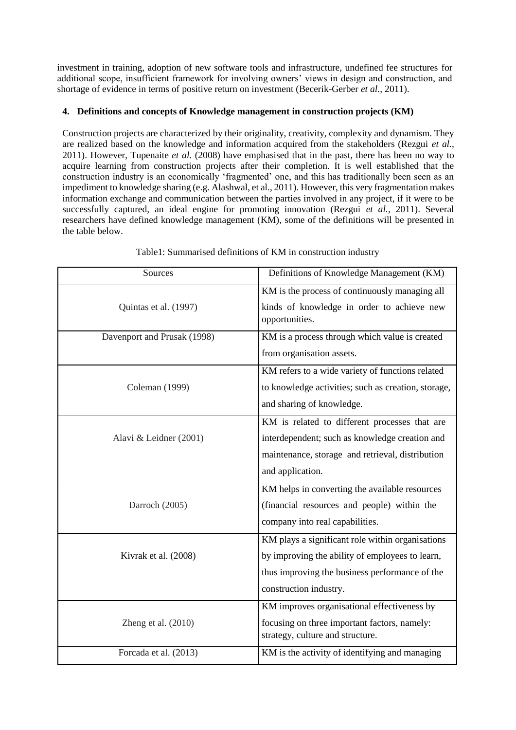investment in training, adoption of new software tools and infrastructure, undefined fee structures for additional scope, insufficient framework for involving owners' views in design and construction, and shortage of evidence in terms of positive return on investment (Becerik-Gerber *et al.*, 2011).

## 4. Definitions and concepts of Knowledge management in construction projects (KM)

Construction projects are characterized by their originality, creativity, complexity and dynamism. They are realized based on the knowledge and information acquired from the stakeholders (Rezgui *et al.*, 2011). However, Tupenaite *et al.* (2008) have emphasised that in the past, there has been no way to acquire learning from construction projects after their completion. It is well established that the construction industry is an economically 'fragmented' one, and this has traditionally been seen as an impediment to knowledge sharing (e.g. Alashwal, et al., 2011). However, this very fragmentation makes information exchange and communication between the parties involved in any project, if it were to be successfully captured, an ideal engine for promoting innovation (Rezgui *et al.*, 2011). Several researchers have defined knowledge management (KM), some of the definitions will be presented in the table below.

Table1: Summarised definitions of KM in construction industry

| Sources | Definitions of Knowledge Management (KM) |
|---|---|
| Quintas et al. (1997) | KM is the process of continuously managing all kinds of knowledge in order to achieve new opportunities. |
| Davenport and Prusak (1998) | KM is a process through which value is created from organisation assets. |
| Coleman (1999) | KM refers to a wide variety of functions related to knowledge activities; such as creation, storage, and sharing of knowledge. |
| Alavi & Leidner (2001) | KM is related to different processes that are interdependent; such as knowledge creation and maintenance, storage and retrieval, distribution and application. |
| Darroch (2005) | KM helps in converting the available resources (financial resources and people) within the company into real capabilities. |
| Kivrak et al. (2008) | KM plays a significant role within organisations by improving the ability of employees to learn, thus improving the business performance of the construction industry. |
| Zheng et al. (2010) | KM improves organisational effectiveness by focusing on three important factors, namely: strategy, culture and structure. |
| Forcada et al. (2013) | KM is the activity of identifying and managing |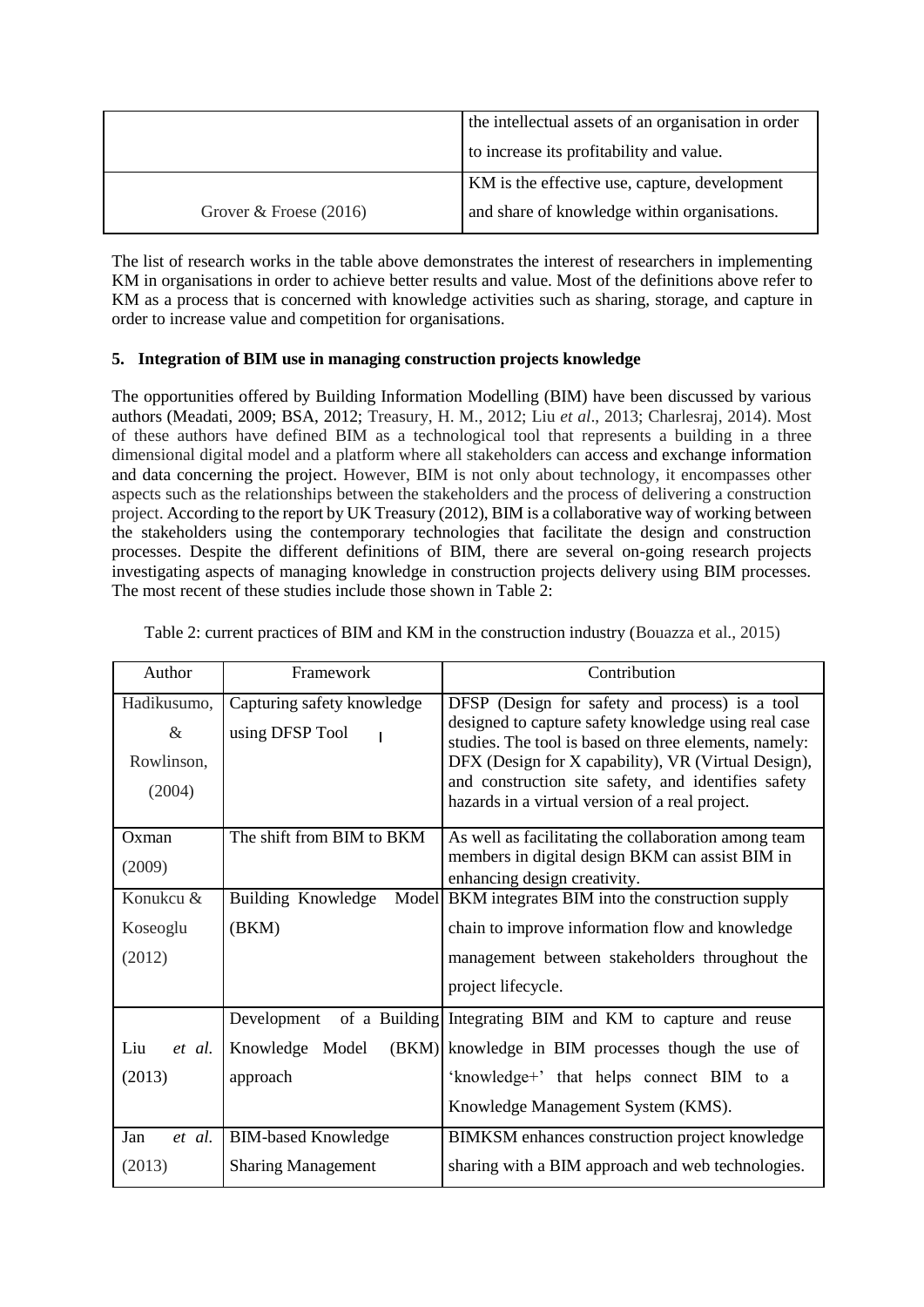| | |
|---|---|
| | the intellectual assets of an organisation in order to increase its profitability and value. |
| Grover & Froese (2016) | KM is the effective use, capture, development and share of knowledge within organisations. |

The list of research works in the table above demonstrates the interest of researchers in implementing KM in organisations in order to achieve better results and value. Most of the definitions above refer to KM as a process that is concerned with knowledge activities such as sharing, storage, and capture in order to increase value and competition for organisations.

## 5. Integration of BIM use in managing construction projects knowledge

The opportunities offered by Building Information Modelling (BIM) have been discussed by various authors (Meadati, 2009; BSA, 2012; Treasury, H. M., 2012; Liu *et al*., 2013; Charlesraj, 2014). Most of these authors have defined BIM as a technological tool that represents a building in a three dimensional digital model and a platform where all stakeholders can access and exchange information and data concerning the project. However, BIM is not only about technology, it encompasses other aspects such as the relationships between the stakeholders and the process of delivering a construction project. According to the report by UK Treasury (2012), BIM is a collaborative way of working between the stakeholders using the contemporary technologies that facilitate the design and construction processes. Despite the different definitions of BIM, there are several on-going research projects investigating aspects of managing knowledge in construction projects delivery using BIM processes. The most recent of these studies include those shown in Table 2:

Table 2: current practices of BIM and KM in the construction industry (Bouazza et al., 2015)

| Author | Framework | Contribution |
|---|---|---|
| Hadikusumo, & Rowlinson, (2004) | Capturing safety knowledge using DFSP Tool | DFSP (Design for safety and process) is a tool designed to capture safety knowledge using real case studies. The tool is based on three elements, namely: DFX (Design for X capability), VR (Virtual Design), and construction site safety, and identifies safety hazards in a virtual version of a real project. |
| Oxman (2009) | The shift from BIM to BKM | As well as facilitating the collaboration among team members in digital design BKM can assist BIM in enhancing design creativity. |
| Konukcu & Koseoglu (2012) | Building Knowledge Model (BKM) | BKM integrates BIM into the construction supply chain to improve information flow and knowledge management between stakeholders throughout the project lifecycle. |
| Liu *et al.* (2013) | Development of a Building Knowledge Model (BKM) approach | Integrating BIM and KM to capture and reuse knowledge in BIM processes though the use of 'knowledge+' that helps connect BIM to a Knowledge Management System (KMS). |
| Jan *et al.* (2013) | BIM-based Knowledge Sharing Management | BIMKSM enhances construction project knowledge sharing with a BIM approach and web technologies. |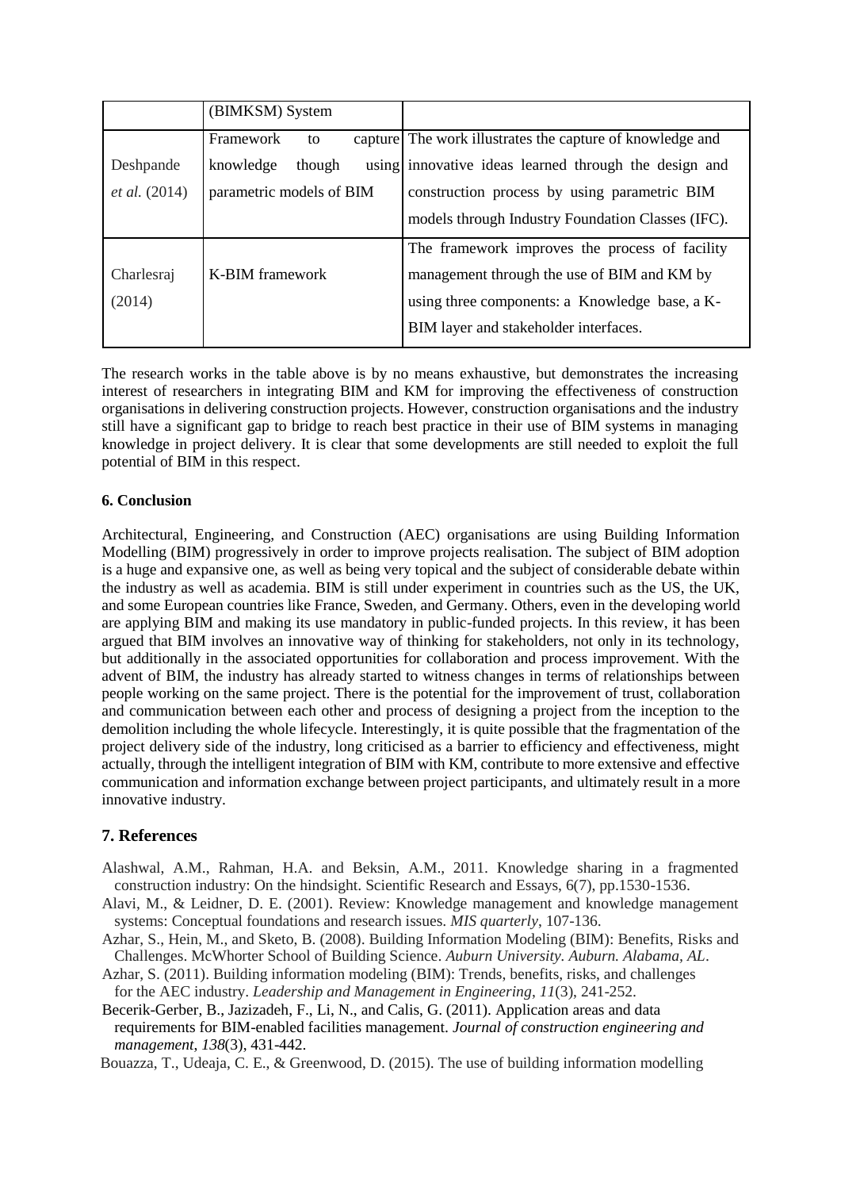|  | (BIMKSM) System |  |
|---|---|---|
| Deshpande *et al.* (2014) | Framework to capture knowledge though using parametric models of BIM | The work illustrates the capture of knowledge and innovative ideas learned through the design and construction process by using parametric BIM models through Industry Foundation Classes (IFC). |
| Charlesraj (2014) | K-BIM framework | The framework improves the process of facility management through the use of BIM and KM by using three components: a Knowledge base, a K-BIM layer and stakeholder interfaces. |

The research works in the table above is by no means exhaustive, but demonstrates the increasing interest of researchers in integrating BIM and KM for improving the effectiveness of construction organisations in delivering construction projects. However, construction organisations and the industry still have a significant gap to bridge to reach best practice in their use of BIM systems in managing knowledge in project delivery. It is clear that some developments are still needed to exploit the full potential of BIM in this respect.

## 6. Conclusion

Architectural, Engineering, and Construction (AEC) organisations are using Building Information Modelling (BIM) progressively in order to improve projects realisation. The subject of BIM adoption is a huge and expansive one, as well as being very topical and the subject of considerable debate within the industry as well as academia. BIM is still under experiment in countries such as the US, the UK, and some European countries like France, Sweden, and Germany. Others, even in the developing world are applying BIM and making its use mandatory in public-funded projects. In this review, it has been argued that BIM involves an innovative way of thinking for stakeholders, not only in its technology, but additionally in the associated opportunities for collaboration and process improvement. With the advent of BIM, the industry has already started to witness changes in terms of relationships between people working on the same project. There is the potential for the improvement of trust, collaboration and communication between each other and process of designing a project from the inception to the demolition including the whole lifecycle. Interestingly, it is quite possible that the fragmentation of the project delivery side of the industry, long criticised as a barrier to efficiency and effectiveness, might actually, through the intelligent integration of BIM with KM, contribute to more extensive and effective communication and information exchange between project participants, and ultimately result in a more innovative industry.

## 7. References

Alashwal, A.M., Rahman, H.A. and Beksin, A.M., 2011. Knowledge sharing in a fragmented construction industry: On the hindsight. Scientific Research and Essays, 6(7), pp.1530-1536.

Alavi, M., & Leidner, D. E. (2001). Review: Knowledge management and knowledge management systems: Conceptual foundations and research issues. *MIS quarterly*, 107-136.

Azhar, S., Hein, M., and Sketo, B. (2008). Building Information Modeling (BIM): Benefits, Risks and Challenges. McWhorter School of Building Science. *Auburn University. Auburn. Alabama, AL*.

Azhar, S. (2011). Building information modeling (BIM): Trends, benefits, risks, and challenges for the AEC industry. *Leadership and Management in Engineering*, *11*(3), 241-252.

Becerik-Gerber, B., Jazizadeh, F., Li, N., and Calis, G. (2011). Application areas and data requirements for BIM-enabled facilities management. *Journal of construction engineering and management*, *138*(3), 431-442.

Bouazza, T., Udeaja, C. E., & Greenwood, D. (2015). The use of building information modelling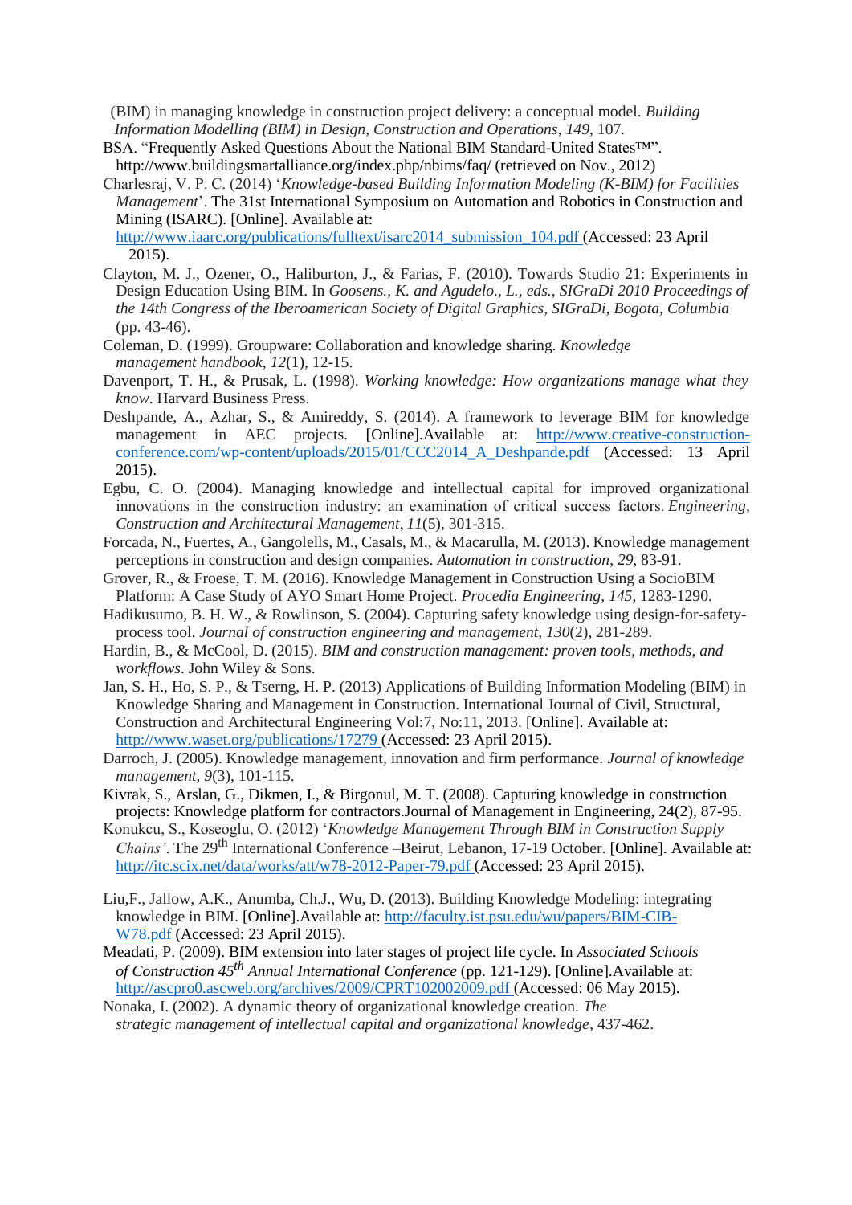(BIM) in managing knowledge in construction project delivery: a conceptual model. *Building Information Modelling (BIM) in Design, Construction and Operations*, *149*, 107.

BSA. "Frequently Asked Questions About the National BIM Standard-United States™". http://www.buildingsmartalliance.org/index.php/nbims/faq/ (retrieved on Nov., 2012)

Charlesraj, V. P. C. (2014) '*Knowledge-based Building Information Modeling (K-BIM) for Facilities Management*'. The 31st International Symposium on Automation and Robotics in Construction and Mining (ISARC). [Online]. Available at: http://www.iaarc.org/publications/fulltext/isarc2014_submission_104.pdf (Accessed: 23 April 2015).

Clayton, M. J., Ozener, O., Haliburton, J., & Farias, F. (2010). Towards Studio 21: Experiments in Design Education Using BIM. In *Goosens., K. and Agudelo., L., eds., SIGraDi 2010 Proceedings of the 14th Congress of the Iberoamerican Society of Digital Graphics, SIGraDi, Bogota, Columbia* (pp. 43-46).

Coleman, D. (1999). Groupware: Collaboration and knowledge sharing. *Knowledge management handbook*, *12*(1), 12-15.

Davenport, T. H., & Prusak, L. (1998). *Working knowledge: How organizations manage what they know*. Harvard Business Press.

Deshpande, A., Azhar, S., & Amireddy, S. (2014). A framework to leverage BIM for knowledge management in AEC projects. [Online].Available at: http://www.creative-construction-conference.com/wp-content/uploads/2015/01/CCC2014_A_Deshpande.pdf (Accessed: 13 April 2015).

Egbu, C. O. (2004). Managing knowledge and intellectual capital for improved organizational innovations in the construction industry: an examination of critical success factors. *Engineering, Construction and Architectural Management*, *11*(5), 301-315.

Forcada, N., Fuertes, A., Gangolells, M., Casals, M., & Macarulla, M. (2013). Knowledge management perceptions in construction and design companies. *Automation in construction*, *29*, 83-91.

Grover, R., & Froese, T. M. (2016). Knowledge Management in Construction Using a SocioBIM Platform: A Case Study of AYO Smart Home Project. *Procedia Engineering*, *145*, 1283-1290.

Hadikusumo, B. H. W., & Rowlinson, S. (2004). Capturing safety knowledge using design-for-safety-process tool. *Journal of construction engineering and management*, *130*(2), 281-289.

Hardin, B., & McCool, D. (2015). *BIM and construction management: proven tools, methods, and workflows*. John Wiley & Sons.

Jan, S. H., Ho, S. P., & Tserng, H. P. (2013) Applications of Building Information Modeling (BIM) in Knowledge Sharing and Management in Construction. International Journal of Civil, Structural, Construction and Architectural Engineering Vol:7, No:11, 2013. [Online]. Available at: http://www.waset.org/publications/17279 (Accessed: 23 April 2015).

Darroch, J. (2005). Knowledge management, innovation and firm performance. *Journal of knowledge management*, *9*(3), 101-115.

Kivrak, S., Arslan, G., Dikmen, I., & Birgonul, M. T. (2008). Capturing knowledge in construction projects: Knowledge platform for contractors.Journal of Management in Engineering, 24(2), 87-95.

Konukcu, S., Koseoglu, O. (2012) '*Knowledge Management Through BIM in Construction Supply Chains'*. The 29th International Conference –Beirut, Lebanon, 17-19 October. [Online]. Available at: http://itc.scix.net/data/works/att/w78-2012-Paper-79.pdf (Accessed: 23 April 2015).

Liu,F., Jallow, A.K., Anumba, Ch.J., Wu, D. (2013). Building Knowledge Modeling: integrating knowledge in BIM. [Online].Available at: http://faculty.ist.psu.edu/wu/papers/BIM-CIB-W78.pdf (Accessed: 23 April 2015).

Meadati, P. (2009). BIM extension into later stages of project life cycle. In *Associated Schools of Construction 45th Annual International Conference* (pp. 121-129). [Online].Available at: http://ascpro0.ascweb.org/archives/2009/CPRT102002009.pdf (Accessed: 06 May 2015).

Nonaka, I. (2002). A dynamic theory of organizational knowledge creation. *The strategic management of intellectual capital and organizational knowledge*, 437-462.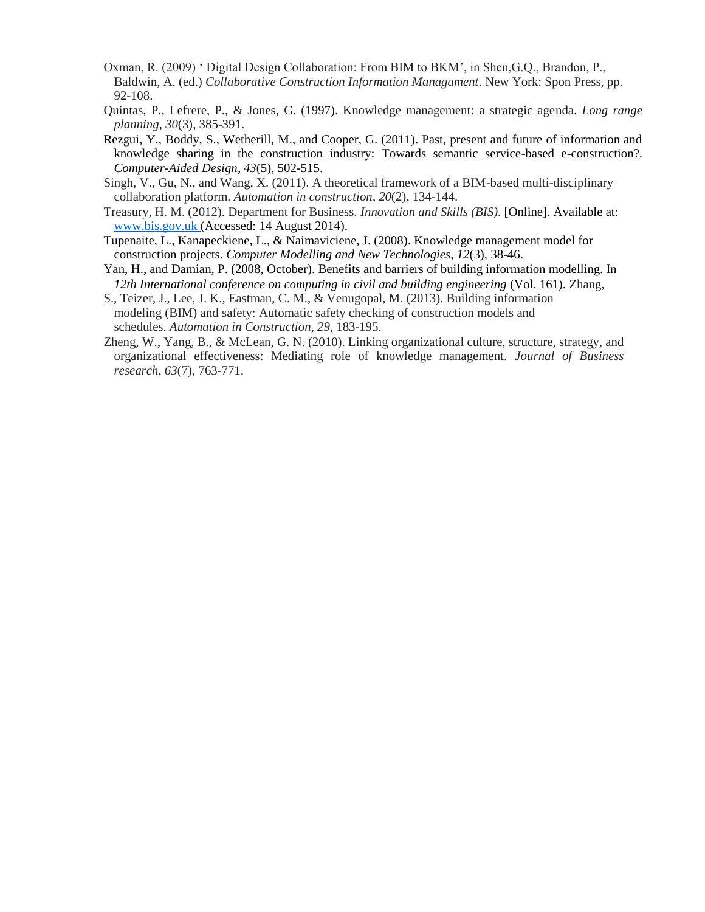Oxman, R. (2009) ' Digital Design Collaboration: From BIM to BKM', in Shen,G.Q., Brandon, P., Baldwin, A. (ed.) *Collaborative Construction Information Managament*. New York: Spon Press, pp. 92-108.

Quintas, P., Lefrere, P., & Jones, G. (1997). Knowledge management: a strategic agenda. *Long range planning*, *30*(3), 385-391.

Rezgui, Y., Boddy, S., Wetherill, M., and Cooper, G. (2011). Past, present and future of information and knowledge sharing in the construction industry: Towards semantic service-based e-construction?. *Computer-Aided Design*, *43*(5), 502-515.

Singh, V., Gu, N., and Wang, X. (2011). A theoretical framework of a BIM-based multi-disciplinary collaboration platform. *Automation in construction*, *20*(2), 134-144.

Treasury, H. M. (2012). Department for Business. *Innovation and Skills (BIS)*. [Online]. Available at: www.bis.gov.uk (Accessed: 14 August 2014).

Tupenaite, L., Kanapeckiene, L., & Naimaviciene, J. (2008). Knowledge management model for construction projects. *Computer Modelling and New Technologies*, *12*(3), 38-46.

Yan, H., and Damian, P. (2008, October). Benefits and barriers of building information modelling. In *12th International conference on computing in civil and building engineering* (Vol. 161).

Zhang, S., Teizer, J., Lee, J. K., Eastman, C. M., & Venugopal, M. (2013). Building information modeling (BIM) and safety: Automatic safety checking of construction models and schedules. *Automation in Construction*, *29*, 183-195.

Zheng, W., Yang, B., & McLean, G. N. (2010). Linking organizational culture, structure, strategy, and organizational effectiveness: Mediating role of knowledge management. *Journal of Business research*, *63*(7), 763-771.